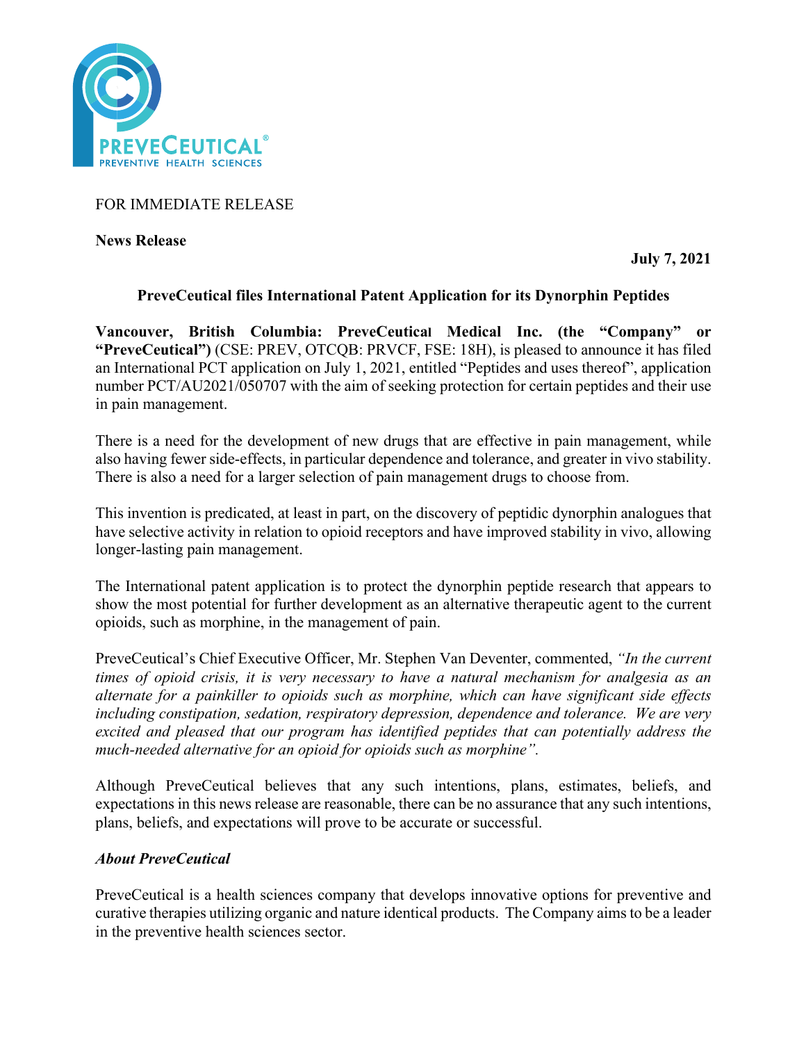PREVECEUTICAL®
PREVENTIVE HEALTH SCIENCES

FOR IMMEDIATE RELEASE

**News Release**

**July 7, 2021**

**PreveCeutical files International Patent Application for its Dynorphin Peptides**

**Vancouver, British Columbia: PreveCeutical Medical Inc. (the "Company" or "PreveCeutical")** (CSE: PREV, OTCQB: PRVCF, FSE: 18H), is pleased to announce it has filed an International PCT application on July 1, 2021, entitled "Peptides and uses thereof", application number PCT/AU2021/050707 with the aim of seeking protection for certain peptides and their use in pain management.

There is a need for the development of new drugs that are effective in pain management, while also having fewer side-effects, in particular dependence and tolerance, and greater in vivo stability. There is also a need for a larger selection of pain management drugs to choose from.

This invention is predicated, at least in part, on the discovery of peptidic dynorphin analogues that have selective activity in relation to opioid receptors and have improved stability in vivo, allowing longer-lasting pain management.

The International patent application is to protect the dynorphin peptide research that appears to show the most potential for further development as an alternative therapeutic agent to the current opioids, such as morphine, in the management of pain.

PreveCeutical's Chief Executive Officer, Mr. Stephen Van Deventer, commented, *"In the current times of opioid crisis, it is very necessary to have a natural mechanism for analgesia as an alternate for a painkiller to opioids such as morphine, which can have significant side effects including constipation, sedation, respiratory depression, dependence and tolerance. We are very excited and pleased that our program has identified peptides that can potentially address the much-needed alternative for an opioid for opioids such as morphine".*

Although PreveCeutical believes that any such intentions, plans, estimates, beliefs, and expectations in this news release are reasonable, there can be no assurance that any such intentions, plans, beliefs, and expectations will prove to be accurate or successful.

***About PreveCeutical***

PreveCeutical is a health sciences company that develops innovative options for preventive and curative therapies utilizing organic and nature identical products. The Company aims to be a leader in the preventive health sciences sector.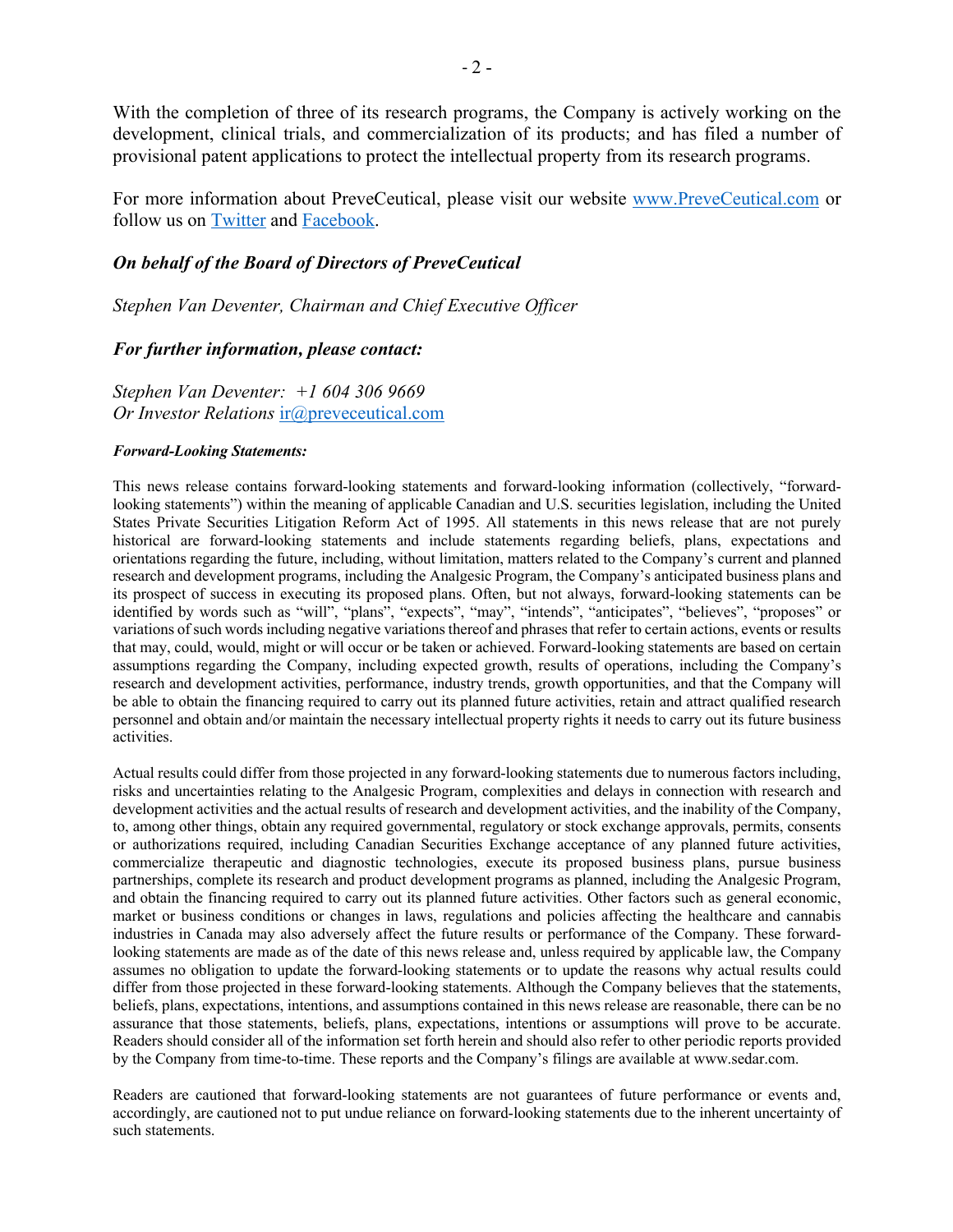With the completion of three of its research programs, the Company is actively working on the development, clinical trials, and commercialization of its products; and has filed a number of provisional patent applications to protect the intellectual property from its research programs.

For more information about PreveCeutical, please visit our website [www.PreveCeutical.com](www.PreveCeutical.com) or follow us on [Twitter]() and [Facebook]().

***On behalf of the Board of Directors of PreveCeutical***

*Stephen Van Deventer, Chairman and Chief Executive Officer*

***For further information, please contact:***

*Stephen Van Deventer: +1 604 306 9669*
*Or Investor Relations* [ir@preveceutical.com](mailto:ir@preveceutical.com)

***Forward-Looking Statements:***

This news release contains forward-looking statements and forward-looking information (collectively, "forward-looking statements") within the meaning of applicable Canadian and U.S. securities legislation, including the United States Private Securities Litigation Reform Act of 1995. All statements in this news release that are not purely historical are forward-looking statements and include statements regarding beliefs, plans, expectations and orientations regarding the future, including, without limitation, matters related to the Company's current and planned research and development programs, including the Analgesic Program, the Company's anticipated business plans and its prospect of success in executing its proposed plans. Often, but not always, forward-looking statements can be identified by words such as "will", "plans", "expects", "may", "intends", "anticipates", "believes", "proposes" or variations of such words including negative variations thereof and phrases that refer to certain actions, events or results that may, could, would, might or will occur or be taken or achieved. Forward-looking statements are based on certain assumptions regarding the Company, including expected growth, results of operations, including the Company's research and development activities, performance, industry trends, growth opportunities, and that the Company will be able to obtain the financing required to carry out its planned future activities, retain and attract qualified research personnel and obtain and/or maintain the necessary intellectual property rights it needs to carry out its future business activities.

Actual results could differ from those projected in any forward-looking statements due to numerous factors including, risks and uncertainties relating to the Analgesic Program, complexities and delays in connection with research and development activities and the actual results of research and development activities, and the inability of the Company, to, among other things, obtain any required governmental, regulatory or stock exchange approvals, permits, consents or authorizations required, including Canadian Securities Exchange acceptance of any planned future activities, commercialize therapeutic and diagnostic technologies, execute its proposed business plans, pursue business partnerships, complete its research and product development programs as planned, including the Analgesic Program, and obtain the financing required to carry out its planned future activities. Other factors such as general economic, market or business conditions or changes in laws, regulations and policies affecting the healthcare and cannabis industries in Canada may also adversely affect the future results or performance of the Company. These forward-looking statements are made as of the date of this news release and, unless required by applicable law, the Company assumes no obligation to update the forward-looking statements or to update the reasons why actual results could differ from those projected in these forward-looking statements. Although the Company believes that the statements, beliefs, plans, expectations, intentions, and assumptions contained in this news release are reasonable, there can be no assurance that those statements, beliefs, plans, expectations, intentions or assumptions will prove to be accurate. Readers should consider all of the information set forth herein and should also refer to other periodic reports provided by the Company from time-to-time. These reports and the Company's filings are available at www.sedar.com.

Readers are cautioned that forward-looking statements are not guarantees of future performance or events and, accordingly, are cautioned not to put undue reliance on forward-looking statements due to the inherent uncertainty of such statements.